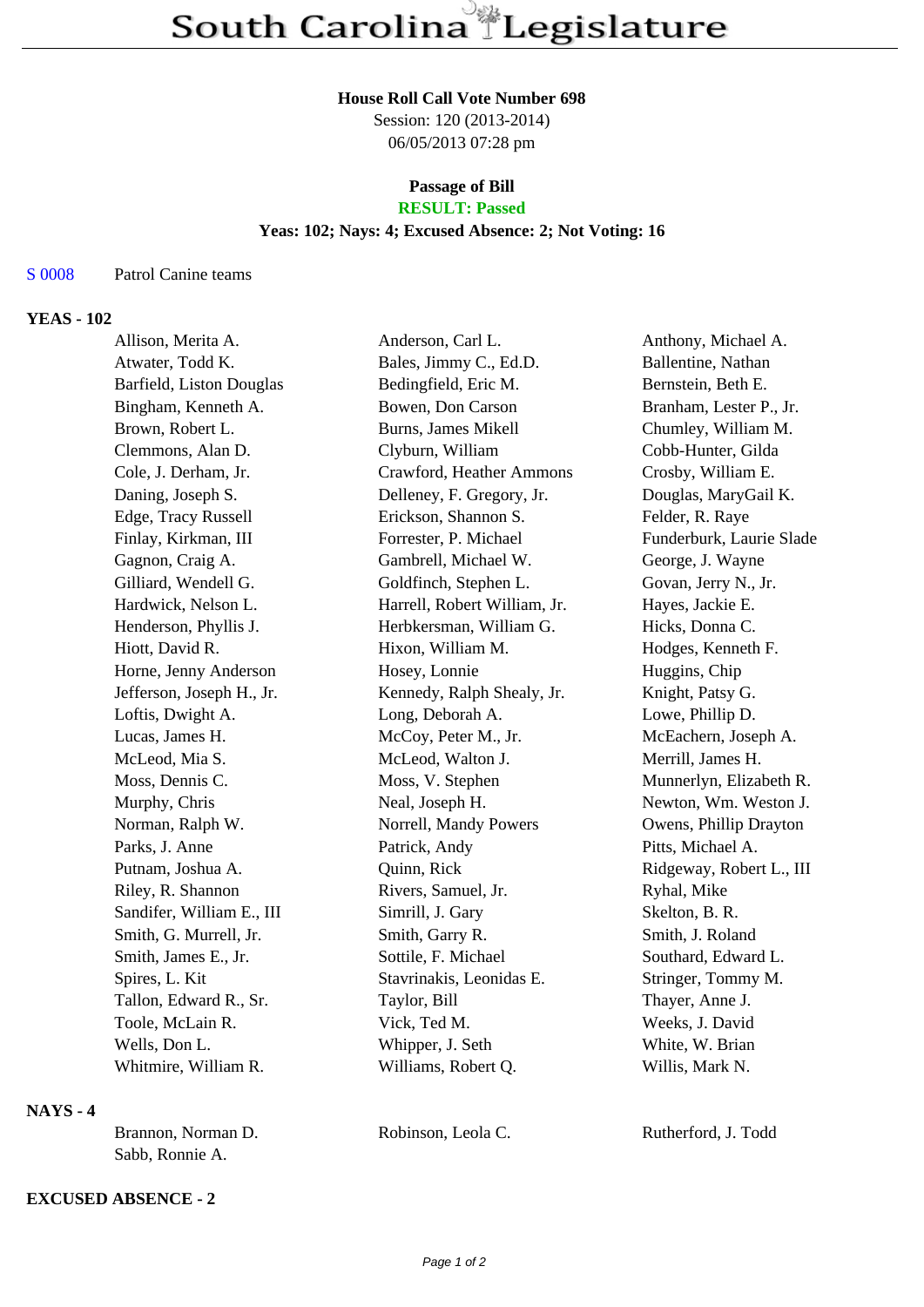# South Carolina Legislature

**House Roll Call Vote Number 698**
Session: 120 (2013-2014)
06/05/2013 07:28 pm

**Passage of Bill**
**RESULT: Passed**
**Yeas: 102; Nays: 4; Excused Absence: 2; Not Voting: 16**

S 0008 Patrol Canine teams

**YEAS - 102**

| | | |
|---|---|---|
| Allison, Merita A. | Anderson, Carl L. | Anthony, Michael A. |
| Atwater, Todd K. | Bales, Jimmy C., Ed.D. | Ballentine, Nathan |
| Barfield, Liston Douglas | Bedingfield, Eric M. | Bernstein, Beth E. |
| Bingham, Kenneth A. | Bowen, Don Carson | Branham, Lester P., Jr. |
| Brown, Robert L. | Burns, James Mikell | Chumley, William M. |
| Clemmons, Alan D. | Clyburn, William | Cobb-Hunter, Gilda |
| Cole, J. Derham, Jr. | Crawford, Heather Ammons | Crosby, William E. |
| Daning, Joseph S. | Delleney, F. Gregory, Jr. | Douglas, MaryGail K. |
| Edge, Tracy Russell | Erickson, Shannon S. | Felder, R. Raye |
| Finlay, Kirkman, III | Forrester, P. Michael | Funderburk, Laurie Slade |
| Gagnon, Craig A. | Gambrell, Michael W. | George, J. Wayne |
| Gilliard, Wendell G. | Goldfinch, Stephen L. | Govan, Jerry N., Jr. |
| Hardwick, Nelson L. | Harrell, Robert William, Jr. | Hayes, Jackie E. |
| Henderson, Phyllis J. | Herbkersman, William G. | Hicks, Donna C. |
| Hiott, David R. | Hixon, William M. | Hodges, Kenneth F. |
| Horne, Jenny Anderson | Hosey, Lonnie | Huggins, Chip |
| Jefferson, Joseph H., Jr. | Kennedy, Ralph Shealy, Jr. | Knight, Patsy G. |
| Loftis, Dwight A. | Long, Deborah A. | Lowe, Phillip D. |
| Lucas, James H. | McCoy, Peter M., Jr. | McEachern, Joseph A. |
| McLeod, Mia S. | McLeod, Walton J. | Merrill, James H. |
| Moss, Dennis C. | Moss, V. Stephen | Munnerlyn, Elizabeth R. |
| Murphy, Chris | Neal, Joseph H. | Newton, Wm. Weston J. |
| Norman, Ralph W. | Norrell, Mandy Powers | Owens, Phillip Drayton |
| Parks, J. Anne | Patrick, Andy | Pitts, Michael A. |
| Putnam, Joshua A. | Quinn, Rick | Ridgeway, Robert L., III |
| Riley, R. Shannon | Rivers, Samuel, Jr. | Ryhal, Mike |
| Sandifer, William E., III | Simrill, J. Gary | Skelton, B. R. |
| Smith, G. Murrell, Jr. | Smith, Garry R. | Smith, J. Roland |
| Smith, James E., Jr. | Sottile, F. Michael | Southard, Edward L. |
| Spires, L. Kit | Stavrinakis, Leonidas E. | Stringer, Tommy M. |
| Tallon, Edward R., Sr. | Taylor, Bill | Thayer, Anne J. |
| Toole, McLain R. | Vick, Ted M. | Weeks, J. David |
| Wells, Don L. | Whipper, J. Seth | White, W. Brian |
| Whitmire, William R. | Williams, Robert Q. | Willis, Mark N. |

**NAYS - 4**

| | | |
|---|---|---|
| Brannon, Norman D. | Robinson, Leola C. | Rutherford, J. Todd |
| Sabb, Ronnie A. | | |

**EXCUSED ABSENCE - 2**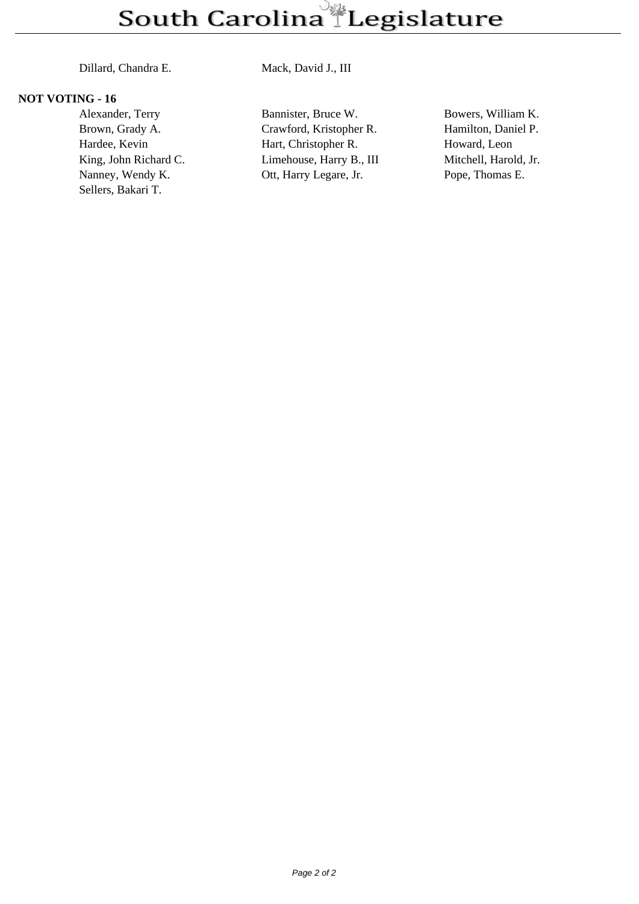| | | |
|---|---|---|
| Dillard, Chandra E. | Mack, David J., III | |

**NOT VOTING - 16**

| | | |
|---|---|---|
| Alexander, Terry | Bannister, Bruce W. | Bowers, William K. |
| Brown, Grady A. | Crawford, Kristopher R. | Hamilton, Daniel P. |
| Hardee, Kevin | Hart, Christopher R. | Howard, Leon |
| King, John Richard C. | Limehouse, Harry B., III | Mitchell, Harold, Jr. |
| Nanney, Wendy K. | Ott, Harry Legare, Jr. | Pope, Thomas E. |
| Sellers, Bakari T. | | |